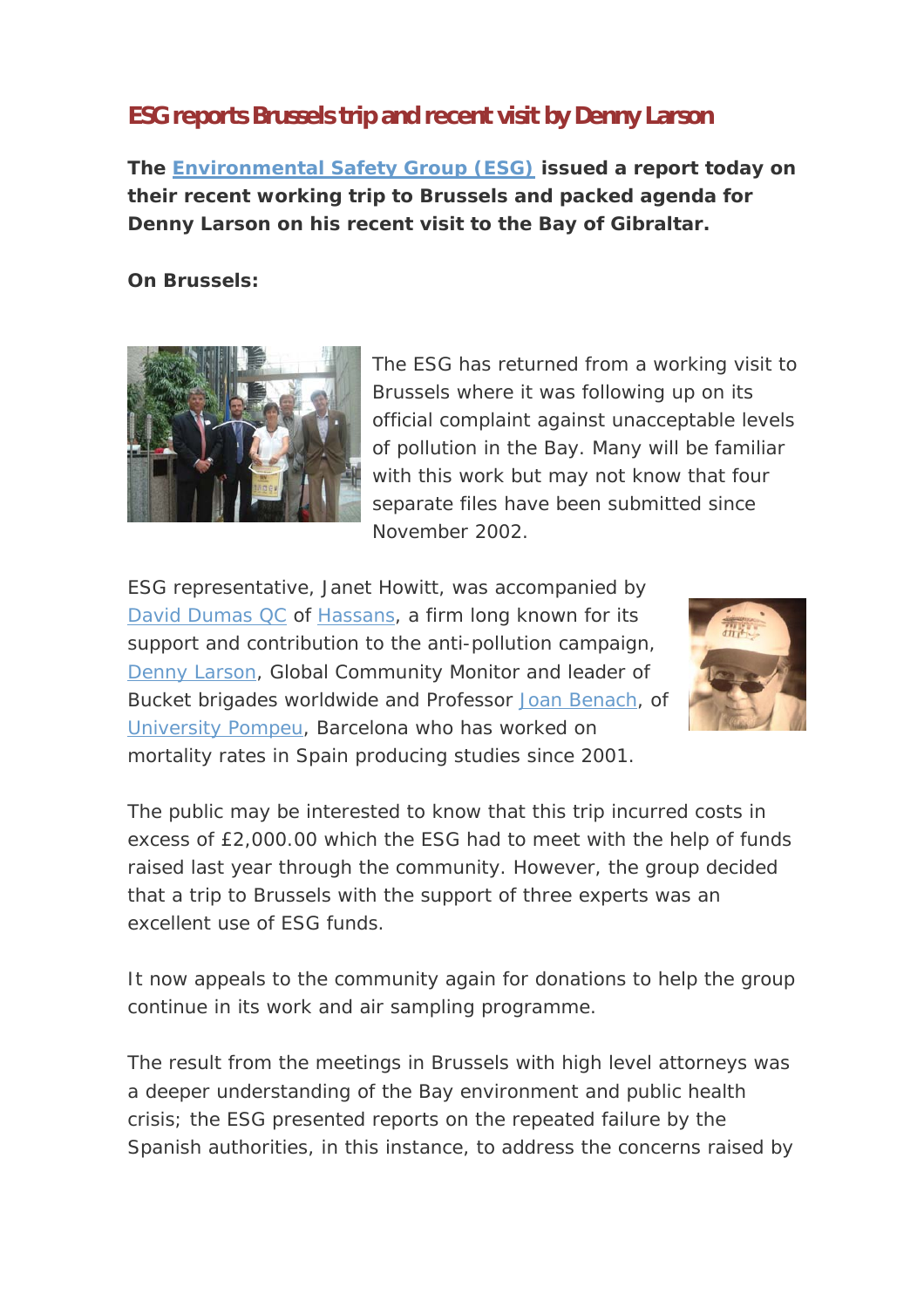## ESG reports Brussels trip and recent visit by Denny Larson

**The Environmental Safety Group (ESG) issued a report today on their recent working trip to Brussels and packed agenda for Denny Larson on his recent visit to the Bay of Gibraltar.**

**On Brussels:**

The ESG has returned from a working visit to Brussels where it was following up on its official complaint against unacceptable levels of pollution in the Bay. Many will be familiar with this work but may not know that four separate files have been submitted since November 2002.

ESG representative, Janet Howitt, was accompanied by David Dumas QC of Hassans, a firm long known for its support and contribution to the anti-pollution campaign, Denny Larson, Global Community Monitor and leader of Bucket brigades worldwide and Professor Joan Benach, of University Pompeu, Barcelona who has worked on mortality rates in Spain producing studies since 2001.

The public may be interested to know that this trip incurred costs in excess of £2,000.00 which the ESG had to meet with the help of funds raised last year through the community. However, the group decided that a trip to Brussels with the support of three experts was an excellent use of ESG funds.

It now appeals to the community again for donations to help the group continue in its work and air sampling programme.

The result from the meetings in Brussels with high level attorneys was a deeper understanding of the Bay environment and public health crisis; the ESG presented reports on the repeated failure by the Spanish authorities, in this instance, to address the concerns raised by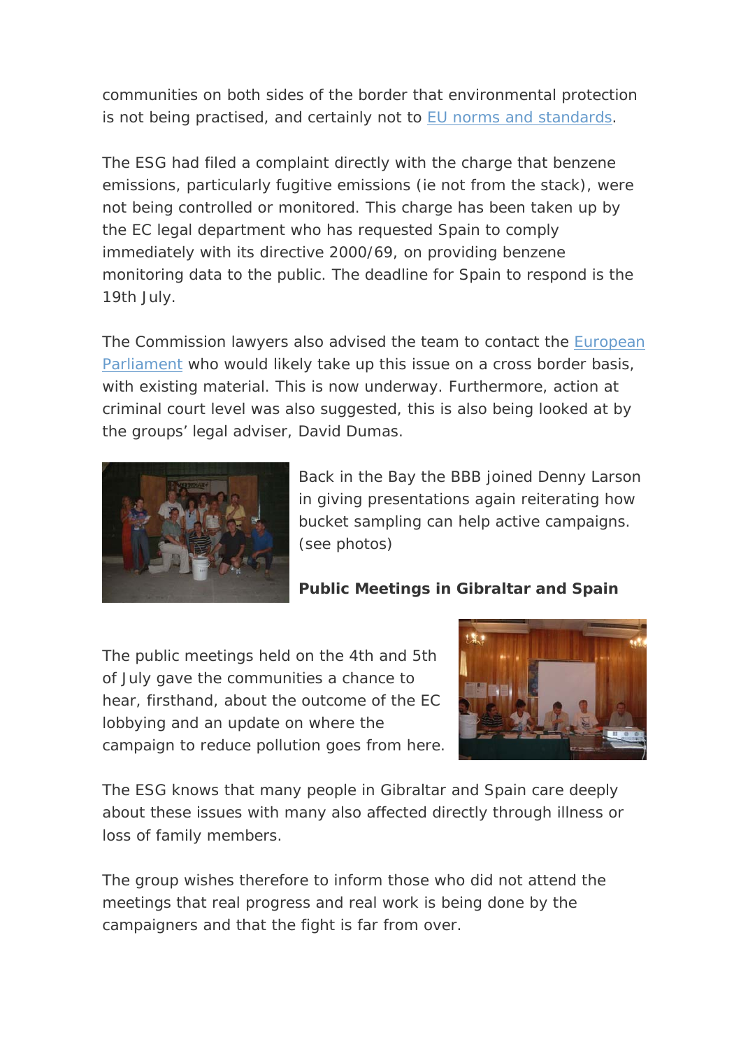communities on both sides of the border that environmental protection is not being practised, and certainly not to EU norms and standards.

The ESG had filed a complaint directly with the charge that benzene emissions, particularly fugitive emissions (ie not from the stack), were not being controlled or monitored. This charge has been taken up by the EC legal department who has requested Spain to comply immediately with its directive 2000/69, on providing benzene monitoring data to the public. The deadline for Spain to respond is the 19th July.

The Commission lawyers also advised the team to contact the European Parliament who would likely take up this issue on a cross border basis, with existing material. This is now underway. Furthermore, action at criminal court level was also suggested, this is also being looked at by the groups' legal adviser, David Dumas.

Back in the Bay the BBB joined Denny Larson in giving presentations again reiterating how bucket sampling can help active campaigns. (see photos)

**Public Meetings in Gibraltar and Spain**

The public meetings held on the 4th and 5th of July gave the communities a chance to hear, firsthand, about the outcome of the EC lobbying and an update on where the campaign to reduce pollution goes from here.

The ESG knows that many people in Gibraltar and Spain care deeply about these issues with many also affected directly through illness or loss of family members.

The group wishes therefore to inform those who did not attend the meetings that real progress and real work is being done by the campaigners and that the fight is far from over.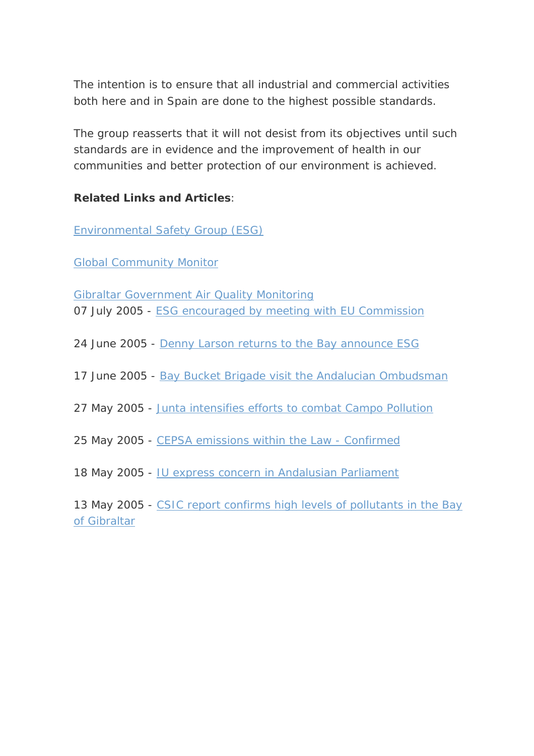The intention is to ensure that all industrial and commercial activities both here and in Spain are done to the highest possible standards.

The group reasserts that it will not desist from its objectives until such standards are in evidence and the improvement of health in our communities and better protection of our environment is achieved.

**Related Links and Articles**:

Environmental Safety Group (ESG)

Global Community Monitor

Gibraltar Government Air Quality Monitoring
07 July 2005 - ESG encouraged by meeting with EU Commission

24 June 2005 - Denny Larson returns to the Bay announce ESG

17 June 2005 - Bay Bucket Brigade visit the Andalucian Ombudsman

27 May 2005 - Junta intensifies efforts to combat Campo Pollution

25 May 2005 - CEPSA emissions within the Law - Confirmed

18 May 2005 - IU express concern in Andalusian Parliament

13 May 2005 - CSIC report confirms high levels of pollutants in the Bay of Gibraltar